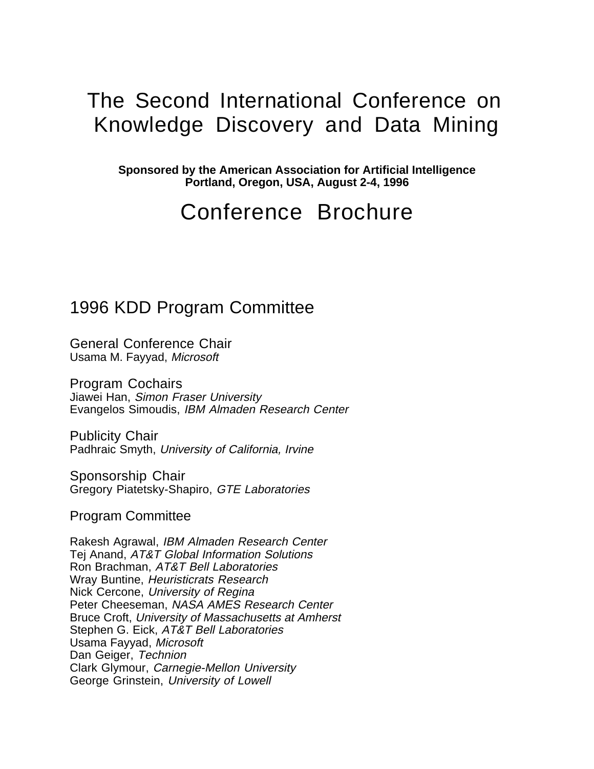# The Second International Conference on Knowledge Discovery and Data Mining

**Sponsored by the American Association for Artificial Intelligence**
**Portland, Oregon, USA, August 2-4, 1996**

# Conference Brochure

## 1996 KDD Program Committee

### General Conference Chair

Usama M. Fayyad, *Microsoft*

### Program Cochairs

Jiawei Han, *Simon Fraser University*
Evangelos Simoudis, *IBM Almaden Research Center*

### Publicity Chair

Padhraic Smyth, *University of California, Irvine*

### Sponsorship Chair

Gregory Piatetsky-Shapiro, *GTE Laboratories*

### Program Committee

Rakesh Agrawal, *IBM Almaden Research Center*
Tej Anand, *AT&T Global Information Solutions*
Ron Brachman, *AT&T Bell Laboratories*
Wray Buntine, *Heuristicrats Research*
Nick Cercone, *University of Regina*
Peter Cheeseman, *NASA AMES Research Center*
Bruce Croft, *University of Massachusetts at Amherst*
Stephen G. Eick, *AT&T Bell Laboratories*
Usama Fayyad, *Microsoft*
Dan Geiger, *Technion*
Clark Glymour, *Carnegie-Mellon University*
George Grinstein, *University of Lowell*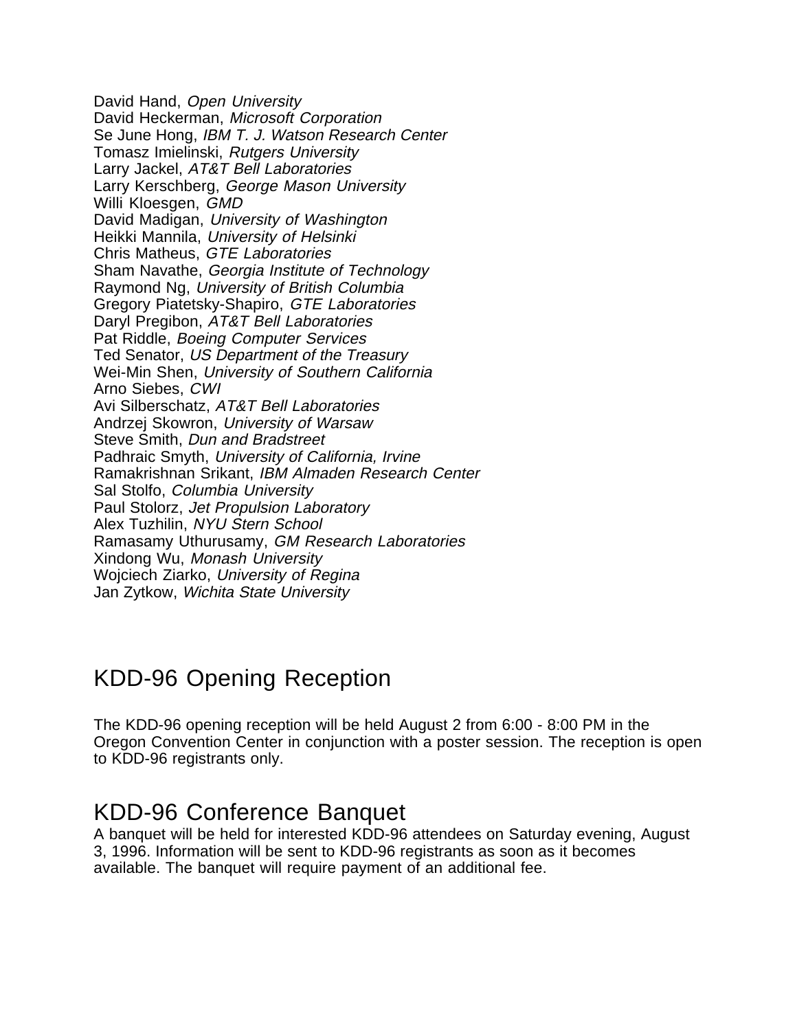David Hand, *Open University*
David Heckerman, *Microsoft Corporation*
Se June Hong, *IBM T. J. Watson Research Center*
Tomasz Imielinski, *Rutgers University*
Larry Jackel, *AT&T Bell Laboratories*
Larry Kerschberg, *George Mason University*
Willi Kloesgen, *GMD*
David Madigan, *University of Washington*
Heikki Mannila, *University of Helsinki*
Chris Matheus, *GTE Laboratories*
Sham Navathe, *Georgia Institute of Technology*
Raymond Ng, *University of British Columbia*
Gregory Piatetsky-Shapiro, *GTE Laboratories*
Daryl Pregibon, *AT&T Bell Laboratories*
Pat Riddle, *Boeing Computer Services*
Ted Senator, *US Department of the Treasury*
Wei-Min Shen, *University of Southern California*
Arno Siebes, *CWI*
Avi Silberschatz, *AT&T Bell Laboratories*
Andrzej Skowron, *University of Warsaw*
Steve Smith, *Dun and Bradstreet*
Padhraic Smyth, *University of California, Irvine*
Ramakrishnan Srikant, *IBM Almaden Research Center*
Sal Stolfo, *Columbia University*
Paul Stolorz, *Jet Propulsion Laboratory*
Alex Tuzhilin, *NYU Stern School*
Ramasamy Uthurusamy, *GM Research Laboratories*
Xindong Wu, *Monash University*
Wojciech Ziarko, *University of Regina*
Jan Zytkow, *Wichita State University*

## KDD-96 Opening Reception

The KDD-96 opening reception will be held August 2 from 6:00 - 8:00 PM in the Oregon Convention Center in conjunction with a poster session. The reception is open to KDD-96 registrants only.

## KDD-96 Conference Banquet

A banquet will be held for interested KDD-96 attendees on Saturday evening, August 3, 1996. Information will be sent to KDD-96 registrants as soon as it becomes available. The banquet will require payment of an additional fee.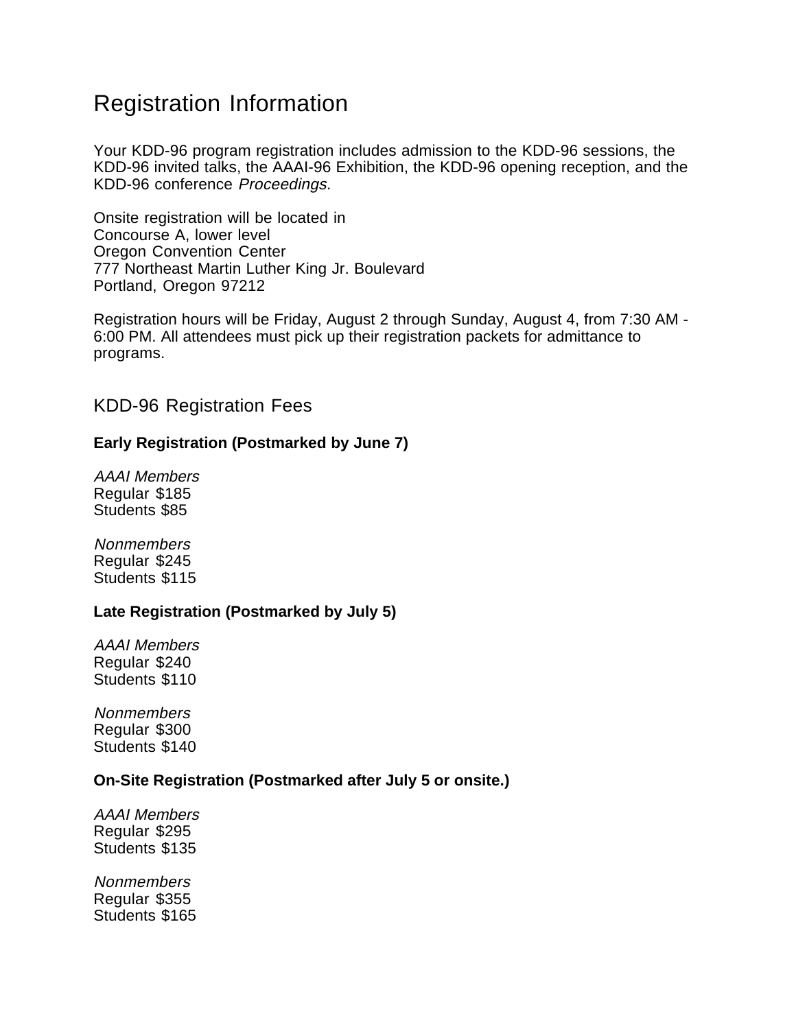# Registration Information

Your KDD-96 program registration includes admission to the KDD-96 sessions, the KDD-96 invited talks, the AAAI-96 Exhibition, the KDD-96 opening reception, and the KDD-96 conference *Proceedings.*

Onsite registration will be located in
Concourse A, lower level
Oregon Convention Center
777 Northeast Martin Luther King Jr. Boulevard
Portland, Oregon 97212

Registration hours will be Friday, August 2 through Sunday, August 4, from 7:30 AM - 6:00 PM. All attendees must pick up their registration packets for admittance to programs.

## KDD-96 Registration Fees

**Early Registration (Postmarked by June 7)**

*AAAI Members*
Regular $185
Students $85

*Nonmembers*
Regular $245
Students $115

**Late Registration (Postmarked by July 5)**

*AAAI Members*
Regular $240
Students $110

*Nonmembers*
Regular $300
Students $140

**On-Site Registration (Postmarked after July 5 or onsite.)**

*AAAI Members*
Regular $295
Students $135

*Nonmembers*
Regular $355
Students $165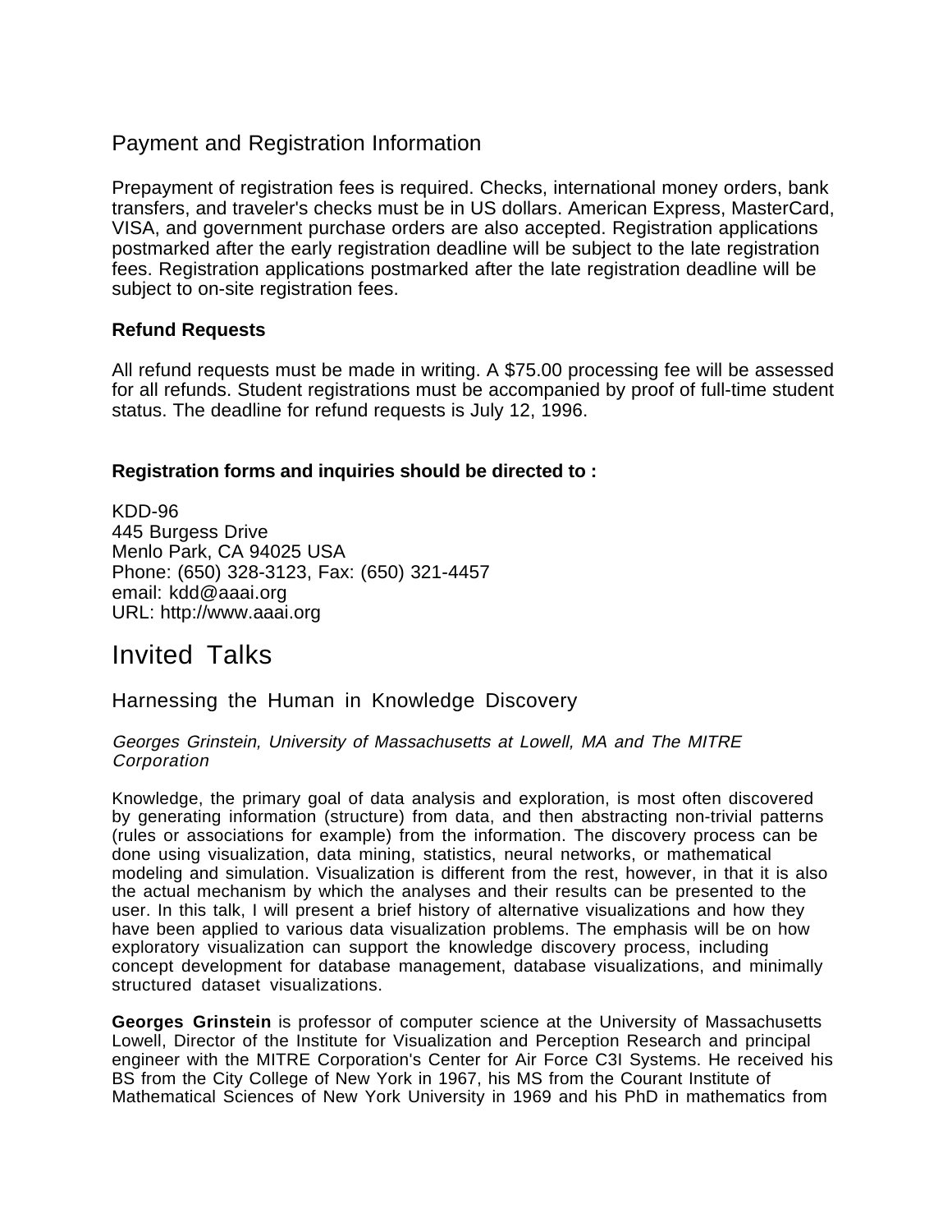## Payment and Registration Information

Prepayment of registration fees is required. Checks, international money orders, bank transfers, and traveler's checks must be in US dollars. American Express, MasterCard, VISA, and government purchase orders are also accepted. Registration applications postmarked after the early registration deadline will be subject to the late registration fees. Registration applications postmarked after the late registration deadline will be subject to on-site registration fees.

### Refund Requests

All refund requests must be made in writing. A $75.00 processing fee will be assessed for all refunds. Student registrations must be accompanied by proof of full-time student status. The deadline for refund requests is July 12, 1996.

### Registration forms and inquiries should be directed to :

KDD-96
445 Burgess Drive
Menlo Park, CA 94025 USA
Phone: (650) 328-3123, Fax: (650) 321-4457
email: kdd@aaai.org
URL: http://www.aaai.org

# Invited Talks

## Harnessing the Human in Knowledge Discovery

*Georges Grinstein, University of Massachusetts at Lowell, MA and The MITRE Corporation*

Knowledge, the primary goal of data analysis and exploration, is most often discovered by generating information (structure) from data, and then abstracting non-trivial patterns (rules or associations for example) from the information. The discovery process can be done using visualization, data mining, statistics, neural networks, or mathematical modeling and simulation. Visualization is different from the rest, however, in that it is also the actual mechanism by which the analyses and their results can be presented to the user. In this talk, I will present a brief history of alternative visualizations and how they have been applied to various data visualization problems. The emphasis will be on how exploratory visualization can support the knowledge discovery process, including concept development for database management, database visualizations, and minimally structured dataset visualizations.

**Georges Grinstein** is professor of computer science at the University of Massachusetts Lowell, Director of the Institute for Visualization and Perception Research and principal engineer with the MITRE Corporation's Center for Air Force C3I Systems. He received his BS from the City College of New York in 1967, his MS from the Courant Institute of Mathematical Sciences of New York University in 1969 and his PhD in mathematics from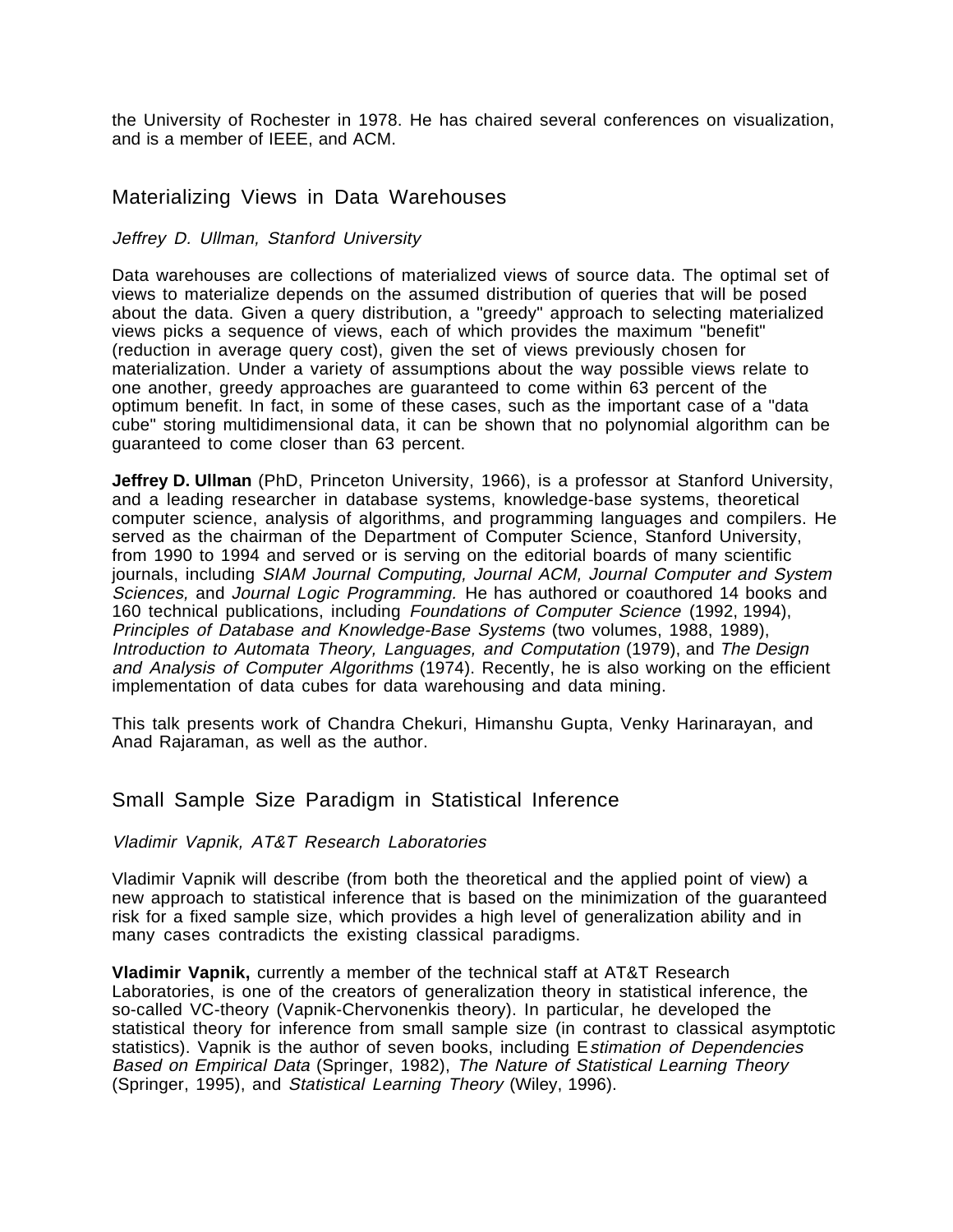the University of Rochester in 1978. He has chaired several conferences on visualization, and is a member of IEEE, and ACM.

## Materializing Views in Data Warehouses

*Jeffrey D. Ullman, Stanford University*

Data warehouses are collections of materialized views of source data. The optimal set of views to materialize depends on the assumed distribution of queries that will be posed about the data. Given a query distribution, a "greedy" approach to selecting materialized views picks a sequence of views, each of which provides the maximum "benefit" (reduction in average query cost), given the set of views previously chosen for materialization. Under a variety of assumptions about the way possible views relate to one another, greedy approaches are guaranteed to come within 63 percent of the optimum benefit. In fact, in some of these cases, such as the important case of a "data cube" storing multidimensional data, it can be shown that no polynomial algorithm can be guaranteed to come closer than 63 percent.

**Jeffrey D. Ullman** (PhD, Princeton University, 1966), is a professor at Stanford University, and a leading researcher in database systems, knowledge-base systems, theoretical computer science, analysis of algorithms, and programming languages and compilers. He served as the chairman of the Department of Computer Science, Stanford University, from 1990 to 1994 and served or is serving on the editorial boards of many scientific journals, including *SIAM Journal Computing, Journal ACM, Journal Computer and System Sciences,* and *Journal Logic Programming.* He has authored or coauthored 14 books and 160 technical publications, including *Foundations of Computer Science* (1992, 1994), *Principles of Database and Knowledge-Base Systems* (two volumes, 1988, 1989), *Introduction to Automata Theory, Languages, and Computation* (1979), and *The Design and Analysis of Computer Algorithms* (1974). Recently, he is also working on the efficient implementation of data cubes for data warehousing and data mining.

This talk presents work of Chandra Chekuri, Himanshu Gupta, Venky Harinarayan, and Anad Rajaraman, as well as the author.

## Small Sample Size Paradigm in Statistical Inference

*Vladimir Vapnik, AT&T Research Laboratories*

Vladimir Vapnik will describe (from both the theoretical and the applied point of view) a new approach to statistical inference that is based on the minimization of the guaranteed risk for a fixed sample size, which provides a high level of generalization ability and in many cases contradicts the existing classical paradigms.

**Vladimir Vapnik,** currently a member of the technical staff at AT&T Research Laboratories, is one of the creators of generalization theory in statistical inference, the so-called VC-theory (Vapnik-Chervonenkis theory). In particular, he developed the statistical theory for inference from small sample size (in contrast to classical asymptotic statistics). Vapnik is the author of seven books, including *Estimation of Dependencies Based on Empirical Data* (Springer, 1982), *The Nature of Statistical Learning Theory* (Springer, 1995), and *Statistical Learning Theory* (Wiley, 1996).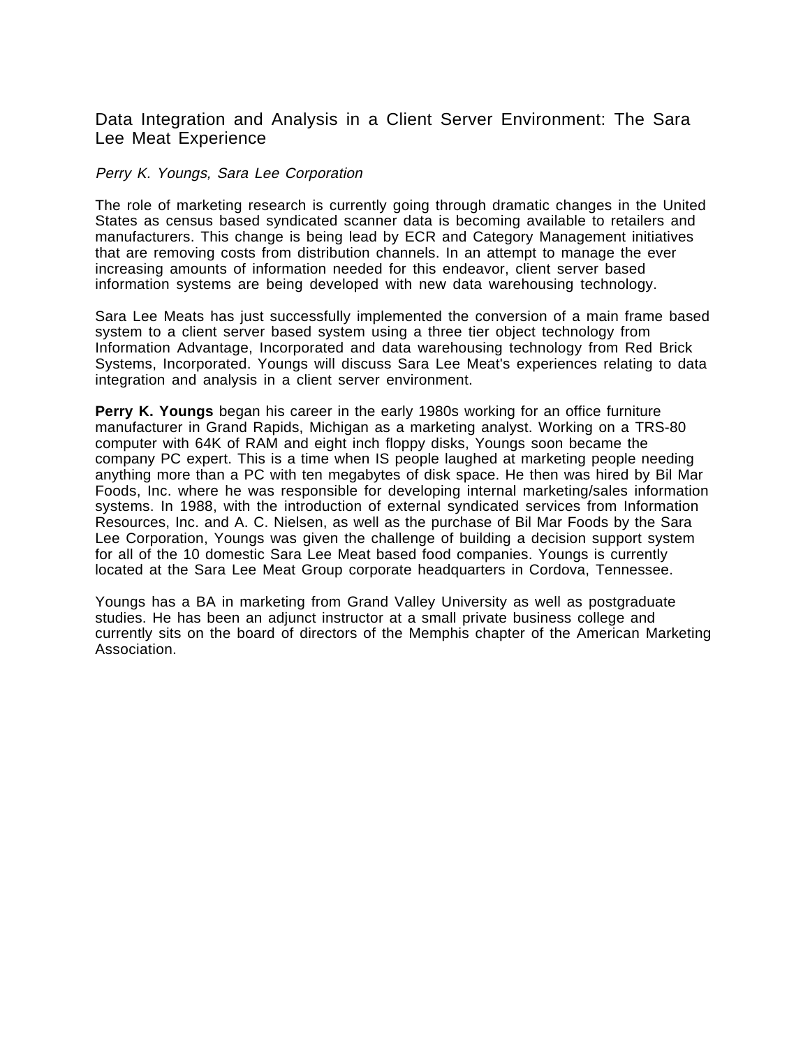# Data Integration and Analysis in a Client Server Environment: The Sara Lee Meat Experience

*Perry K. Youngs, Sara Lee Corporation*

The role of marketing research is currently going through dramatic changes in the United States as census based syndicated scanner data is becoming available to retailers and manufacturers. This change is being lead by ECR and Category Management initiatives that are removing costs from distribution channels. In an attempt to manage the ever increasing amounts of information needed for this endeavor, client server based information systems are being developed with new data warehousing technology.

Sara Lee Meats has just successfully implemented the conversion of a main frame based system to a client server based system using a three tier object technology from Information Advantage, Incorporated and data warehousing technology from Red Brick Systems, Incorporated. Youngs will discuss Sara Lee Meat's experiences relating to data integration and analysis in a client server environment.

**Perry K. Youngs** began his career in the early 1980s working for an office furniture manufacturer in Grand Rapids, Michigan as a marketing analyst. Working on a TRS-80 computer with 64K of RAM and eight inch floppy disks, Youngs soon became the company PC expert. This is a time when IS people laughed at marketing people needing anything more than a PC with ten megabytes of disk space. He then was hired by Bil Mar Foods, Inc. where he was responsible for developing internal marketing/sales information systems. In 1988, with the introduction of external syndicated services from Information Resources, Inc. and A. C. Nielsen, as well as the purchase of Bil Mar Foods by the Sara Lee Corporation, Youngs was given the challenge of building a decision support system for all of the 10 domestic Sara Lee Meat based food companies. Youngs is currently located at the Sara Lee Meat Group corporate headquarters in Cordova, Tennessee.

Youngs has a BA in marketing from Grand Valley University as well as postgraduate studies. He has been an adjunct instructor at a small private business college and currently sits on the board of directors of the Memphis chapter of the American Marketing Association.